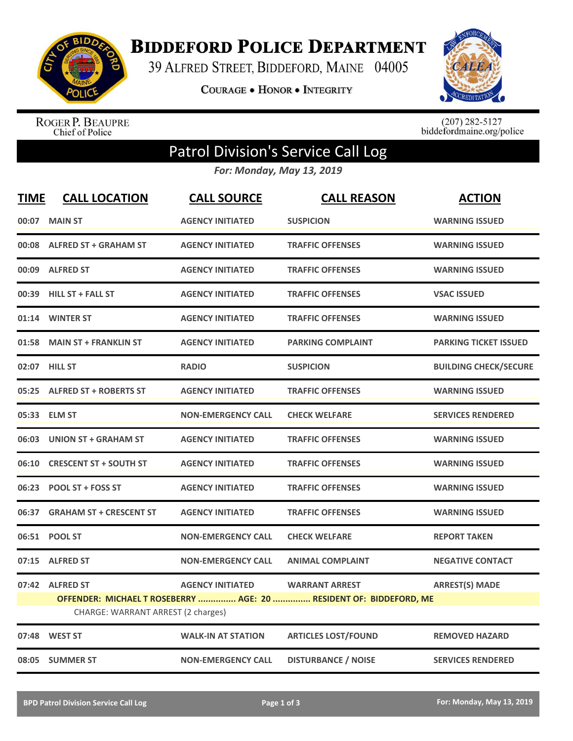# Biddeford Police Department

39 Alfred Street, Biddeford, Maine 04005

Courage • Honor • Integrity

Roger P. Beaupre
Chief of Police

(207) 282-5127
biddefordmaine.org/police

## Patrol Division's Service Call Log

*For: Monday, May 13, 2019*

| TIME | CALL LOCATION | CALL SOURCE | CALL REASON | ACTION |
|---|---|---|---|---|
| 00:07 | MAIN ST | AGENCY INITIATED | SUSPICION | WARNING ISSUED |
| 00:08 | ALFRED ST + GRAHAM ST | AGENCY INITIATED | TRAFFIC OFFENSES | WARNING ISSUED |
| 00:09 | ALFRED ST | AGENCY INITIATED | TRAFFIC OFFENSES | WARNING ISSUED |
| 00:39 | HILL ST + FALL ST | AGENCY INITIATED | TRAFFIC OFFENSES | VSAC ISSUED |
| 01:14 | WINTER ST | AGENCY INITIATED | TRAFFIC OFFENSES | WARNING ISSUED |
| 01:58 | MAIN ST + FRANKLIN ST | AGENCY INITIATED | PARKING COMPLAINT | PARKING TICKET ISSUED |
| 02:07 | HILL ST | RADIO | SUSPICION | BUILDING CHECK/SECURE |
| 05:25 | ALFRED ST + ROBERTS ST | AGENCY INITIATED | TRAFFIC OFFENSES | WARNING ISSUED |
| 05:33 | ELM ST | NON-EMERGENCY CALL | CHECK WELFARE | SERVICES RENDERED |
| 06:03 | UNION ST + GRAHAM ST | AGENCY INITIATED | TRAFFIC OFFENSES | WARNING ISSUED |
| 06:10 | CRESCENT ST + SOUTH ST | AGENCY INITIATED | TRAFFIC OFFENSES | WARNING ISSUED |
| 06:23 | POOL ST + FOSS ST | AGENCY INITIATED | TRAFFIC OFFENSES | WARNING ISSUED |
| 06:37 | GRAHAM ST + CRESCENT ST | AGENCY INITIATED | TRAFFIC OFFENSES | WARNING ISSUED |
| 06:51 | POOL ST | NON-EMERGENCY CALL | CHECK WELFARE | REPORT TAKEN |
| 07:15 | ALFRED ST | NON-EMERGENCY CALL | ANIMAL COMPLAINT | NEGATIVE CONTACT |
| 07:42 | ALFRED ST | AGENCY INITIATED | WARRANT ARREST | ARREST(S) MADE |
| | OFFENDER: MICHAEL T ROSEBERRY ............... AGE: 20 ............... RESIDENT OF: BIDDEFORD, ME | | | |
| | CHARGE: WARRANT ARREST (2 charges) | | | |
| 07:48 | WEST ST | WALK-IN AT STATION | ARTICLES LOST/FOUND | REMOVED HAZARD |
| 08:05 | SUMMER ST | NON-EMERGENCY CALL | DISTURBANCE / NOISE | SERVICES RENDERED |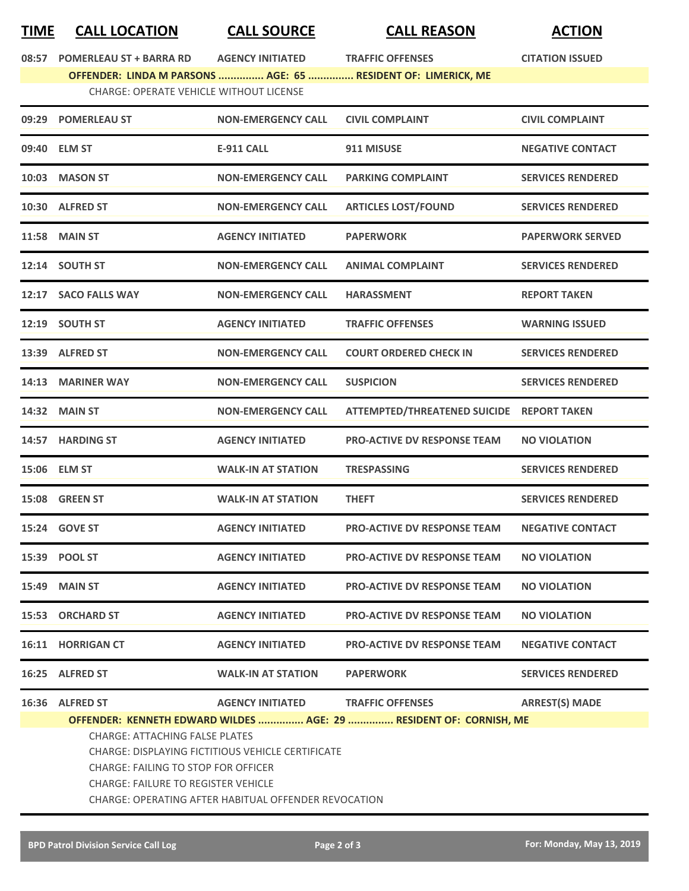| TIME | CALL LOCATION | CALL SOURCE | CALL REASON | ACTION |
|---|---|---|---|---|
| 08:57 | POMERLEAU ST + BARRA RD | AGENCY INITIATED | TRAFFIC OFFENSES | CITATION ISSUED |
| | **OFFENDER: LINDA M PARSONS ............... AGE: 65 ............... RESIDENT OF: LIMERICK, ME** | | | |
| | CHARGE: OPERATE VEHICLE WITHOUT LICENSE | | | |
| 09:29 | POMERLEAU ST | NON-EMERGENCY CALL | CIVIL COMPLAINT | CIVIL COMPLAINT |
| 09:40 | ELM ST | E-911 CALL | 911 MISUSE | NEGATIVE CONTACT |
| 10:03 | MASON ST | NON-EMERGENCY CALL | PARKING COMPLAINT | SERVICES RENDERED |
| 10:30 | ALFRED ST | NON-EMERGENCY CALL | ARTICLES LOST/FOUND | SERVICES RENDERED |
| 11:58 | MAIN ST | AGENCY INITIATED | PAPERWORK | PAPERWORK SERVED |
| 12:14 | SOUTH ST | NON-EMERGENCY CALL | ANIMAL COMPLAINT | SERVICES RENDERED |
| 12:17 | SACO FALLS WAY | NON-EMERGENCY CALL | HARASSMENT | REPORT TAKEN |
| 12:19 | SOUTH ST | AGENCY INITIATED | TRAFFIC OFFENSES | WARNING ISSUED |
| 13:39 | ALFRED ST | NON-EMERGENCY CALL | COURT ORDERED CHECK IN | SERVICES RENDERED |
| 14:13 | MARINER WAY | NON-EMERGENCY CALL | SUSPICION | SERVICES RENDERED |
| 14:32 | MAIN ST | NON-EMERGENCY CALL | ATTEMPTED/THREATENED SUICIDE | REPORT TAKEN |
| 14:57 | HARDING ST | AGENCY INITIATED | PRO-ACTIVE DV RESPONSE TEAM | NO VIOLATION |
| 15:06 | ELM ST | WALK-IN AT STATION | TRESPASSING | SERVICES RENDERED |
| 15:08 | GREEN ST | WALK-IN AT STATION | THEFT | SERVICES RENDERED |
| 15:24 | GOVE ST | AGENCY INITIATED | PRO-ACTIVE DV RESPONSE TEAM | NEGATIVE CONTACT |
| 15:39 | POOL ST | AGENCY INITIATED | PRO-ACTIVE DV RESPONSE TEAM | NO VIOLATION |
| 15:49 | MAIN ST | AGENCY INITIATED | PRO-ACTIVE DV RESPONSE TEAM | NO VIOLATION |
| 15:53 | ORCHARD ST | AGENCY INITIATED | PRO-ACTIVE DV RESPONSE TEAM | NO VIOLATION |
| 16:11 | HORRIGAN CT | AGENCY INITIATED | PRO-ACTIVE DV RESPONSE TEAM | NEGATIVE CONTACT |
| 16:25 | ALFRED ST | WALK-IN AT STATION | PAPERWORK | SERVICES RENDERED |
| 16:36 | ALFRED ST | AGENCY INITIATED | TRAFFIC OFFENSES | ARREST(S) MADE |
| | **OFFENDER: KENNETH EDWARD WILDES ............... AGE: 29 ............... RESIDENT OF: CORNISH, ME** | | | |
| | CHARGE: ATTACHING FALSE PLATES | | | |
| | CHARGE: DISPLAYING FICTITIOUS VEHICLE CERTIFICATE | | | |
| | CHARGE: FAILING TO STOP FOR OFFICER | | | |
| | CHARGE: FAILURE TO REGISTER VEHICLE | | | |
| | CHARGE: OPERATING AFTER HABITUAL OFFENDER REVOCATION | | | |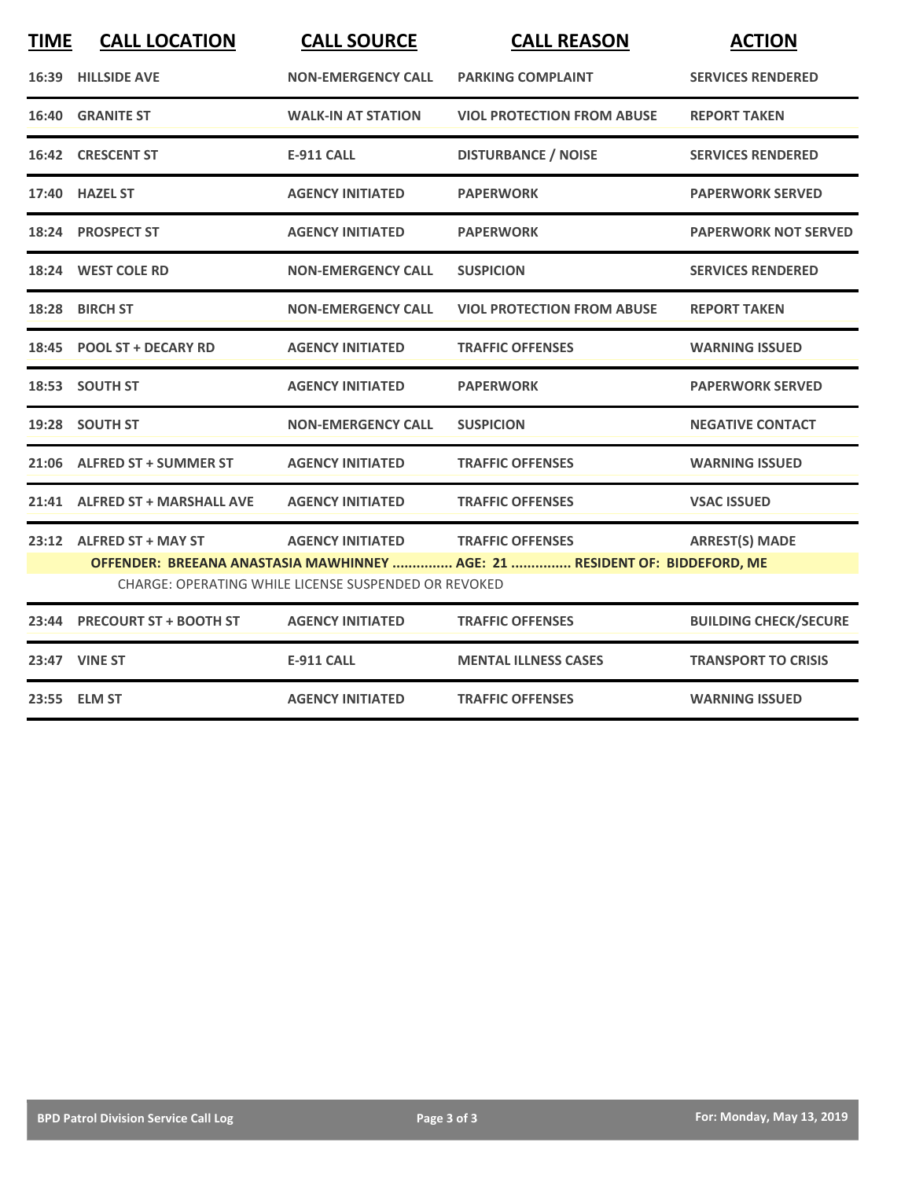| TIME | CALL LOCATION | CALL SOURCE | CALL REASON | ACTION |
|---|---|---|---|---|
| 16:39 | HILLSIDE AVE | NON-EMERGENCY CALL | PARKING COMPLAINT | SERVICES RENDERED |
| 16:40 | GRANITE ST | WALK-IN AT STATION | VIOL PROTECTION FROM ABUSE | REPORT TAKEN |
| 16:42 | CRESCENT ST | E-911 CALL | DISTURBANCE / NOISE | SERVICES RENDERED |
| 17:40 | HAZEL ST | AGENCY INITIATED | PAPERWORK | PAPERWORK SERVED |
| 18:24 | PROSPECT ST | AGENCY INITIATED | PAPERWORK | PAPERWORK NOT SERVED |
| 18:24 | WEST COLE RD | NON-EMERGENCY CALL | SUSPICION | SERVICES RENDERED |
| 18:28 | BIRCH ST | NON-EMERGENCY CALL | VIOL PROTECTION FROM ABUSE | REPORT TAKEN |
| 18:45 | POOL ST + DECARY RD | AGENCY INITIATED | TRAFFIC OFFENSES | WARNING ISSUED |
| 18:53 | SOUTH ST | AGENCY INITIATED | PAPERWORK | PAPERWORK SERVED |
| 19:28 | SOUTH ST | NON-EMERGENCY CALL | SUSPICION | NEGATIVE CONTACT |
| 21:06 | ALFRED ST + SUMMER ST | AGENCY INITIATED | TRAFFIC OFFENSES | WARNING ISSUED |
| 21:41 | ALFRED ST + MARSHALL AVE | AGENCY INITIATED | TRAFFIC OFFENSES | VSAC ISSUED |
| 23:12 | ALFRED ST + MAY ST | AGENCY INITIATED | TRAFFIC OFFENSES | ARREST(S) MADE |
| | **OFFENDER: BREEANA ANASTASIA MAWHINNEY ............... AGE: 21 ............... RESIDENT OF: BIDDEFORD, ME** | | | |
| | CHARGE: OPERATING WHILE LICENSE SUSPENDED OR REVOKED | | | |
| 23:44 | PRECOURT ST + BOOTH ST | AGENCY INITIATED | TRAFFIC OFFENSES | BUILDING CHECK/SECURE |
| 23:47 | VINE ST | E-911 CALL | MENTAL ILLNESS CASES | TRANSPORT TO CRISIS |
| 23:55 | ELM ST | AGENCY INITIATED | TRAFFIC OFFENSES | WARNING ISSUED |